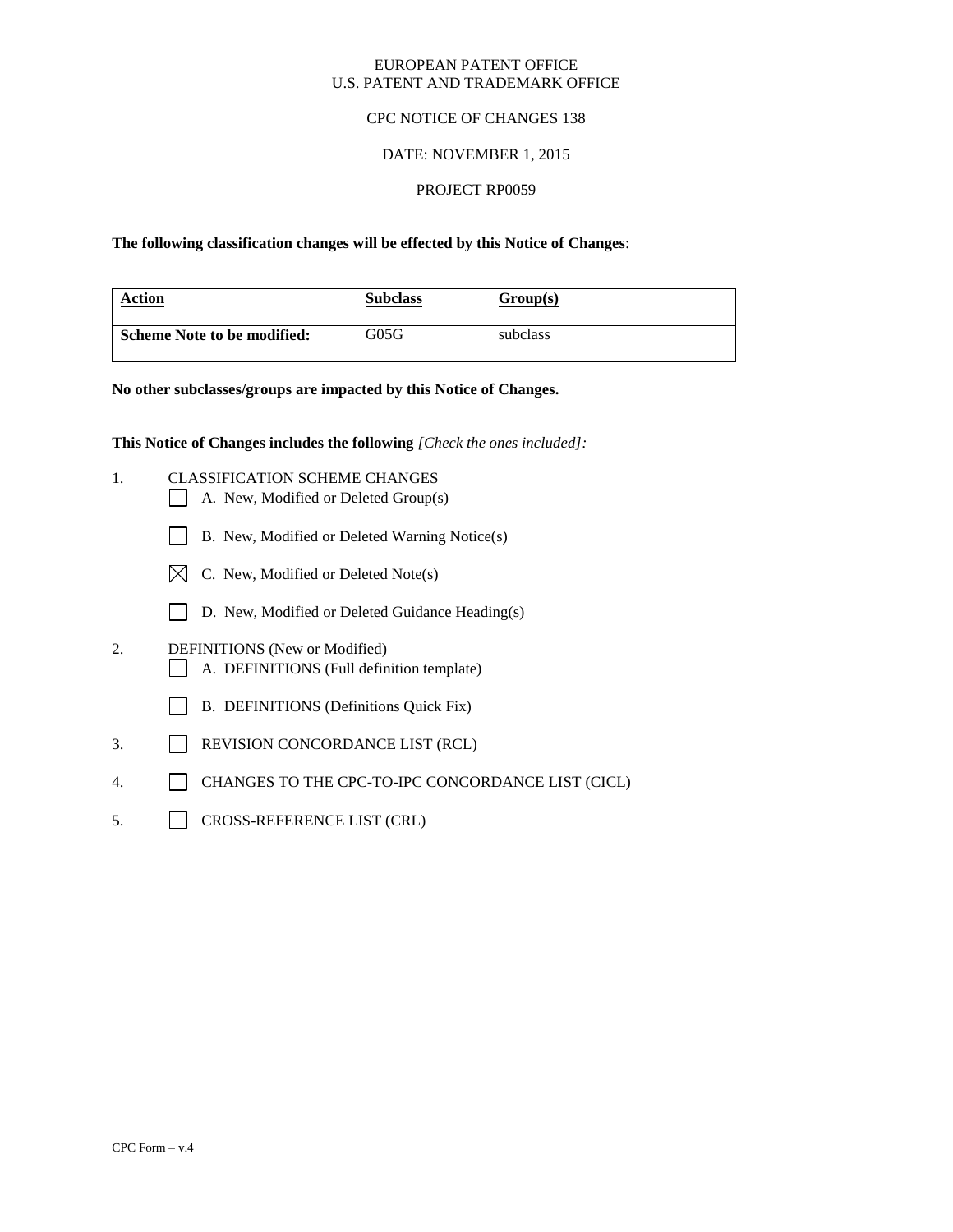EUROPEAN PATENT OFFICE
U.S. PATENT AND TRADEMARK OFFICE

CPC NOTICE OF CHANGES 138

DATE: NOVEMBER 1, 2015

PROJECT RP0059

**The following classification changes will be effected by this Notice of Changes**:

| Action | Subclass | Group(s) |
|---|---|---|
| **Scheme Note to be modified:** | G05G | subclass |

**No other subclasses/groups are impacted by this Notice of Changes.**

**This Notice of Changes includes the following** *[Check the ones included]:*

1. CLASSIFICATION SCHEME CHANGES
   - ☐ A. New, Modified or Deleted Group(s)
   - ☐ B. New, Modified or Deleted Warning Notice(s)
   - ☒ C. New, Modified or Deleted Note(s)
   - ☐ D. New, Modified or Deleted Guidance Heading(s)
2. DEFINITIONS (New or Modified)
   - ☐ A. DEFINITIONS (Full definition template)
   - ☐ B. DEFINITIONS (Definitions Quick Fix)
3. ☐ REVISION CONCORDANCE LIST (RCL)
4. ☐ CHANGES TO THE CPC-TO-IPC CONCORDANCE LIST (CICL)
5. ☐ CROSS-REFERENCE LIST (CRL)

CPC Form – v.4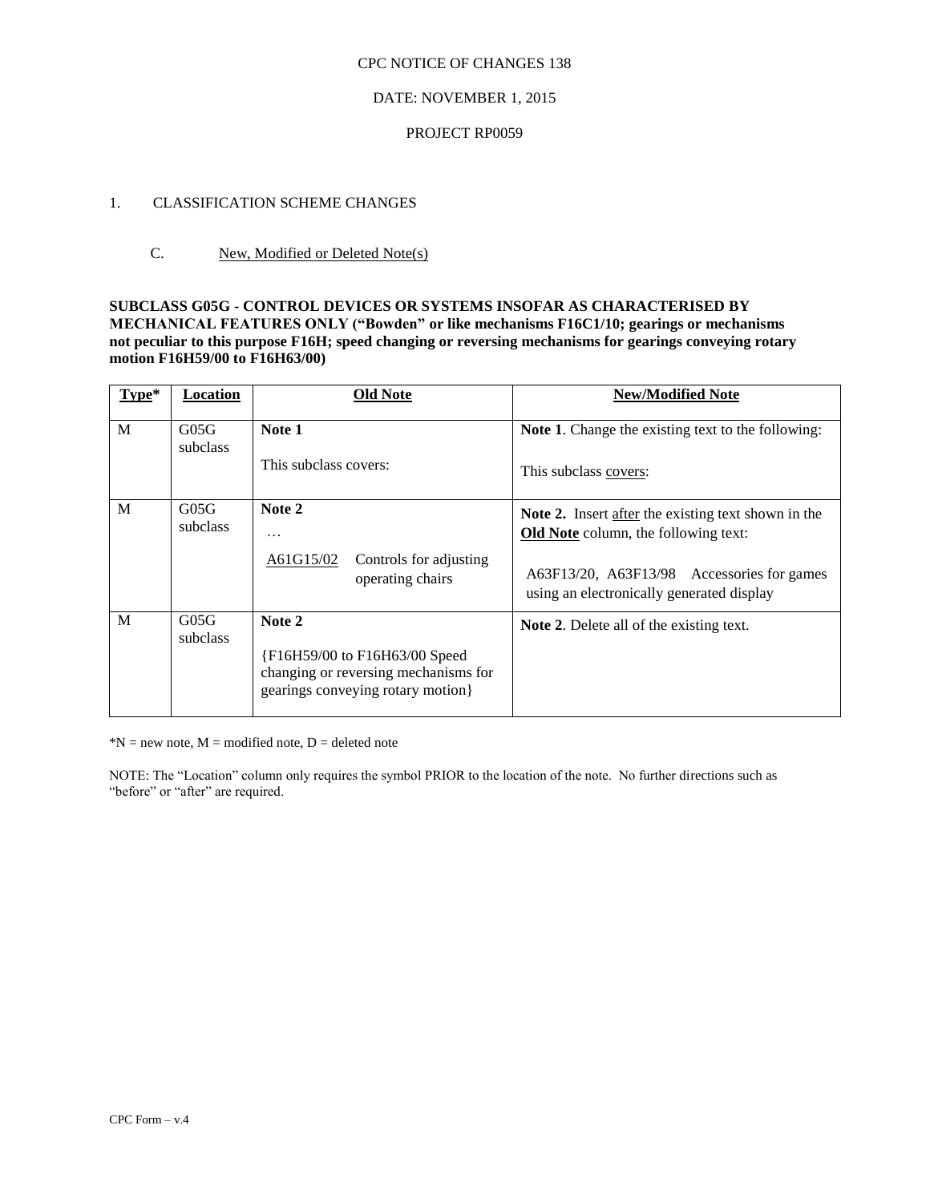CPC NOTICE OF CHANGES 138

DATE: NOVEMBER 1, 2015

PROJECT RP0059

1. CLASSIFICATION SCHEME CHANGES

C. New, Modified or Deleted Note(s)

**SUBCLASS G05G - CONTROL DEVICES OR SYSTEMS INSOFAR AS CHARACTERISED BY MECHANICAL FEATURES ONLY ("Bowden" or like mechanisms F16C1/10; gearings or mechanisms not peculiar to this purpose F16H; speed changing or reversing mechanisms for gearings conveying rotary motion F16H59/00 to F16H63/00)**

| Type* | Location | Old Note | New/Modified Note |
|---|---|---|---|
| M | G05G subclass | **Note 1**<br><br>This subclass covers: | **Note 1**. Change the existing text to the following:<br><br>This subclass covers: |
| M | G05G subclass | **Note 2**<br>…<br>A61G15/02 Controls for adjusting operating chairs | **Note 2.** Insert after the existing text shown in the **Old Note** column, the following text:<br><br>A63F13/20, A63F13/98 Accessories for games using an electronically generated display |
| M | G05G subclass | **Note 2**<br><br>{F16H59/00 to F16H63/00 Speed changing or reversing mechanisms for gearings conveying rotary motion} | **Note 2**. Delete all of the existing text. |

*N = new note, M = modified note, D = deleted note

NOTE: The "Location" column only requires the symbol PRIOR to the location of the note. No further directions such as "before" or "after" are required.